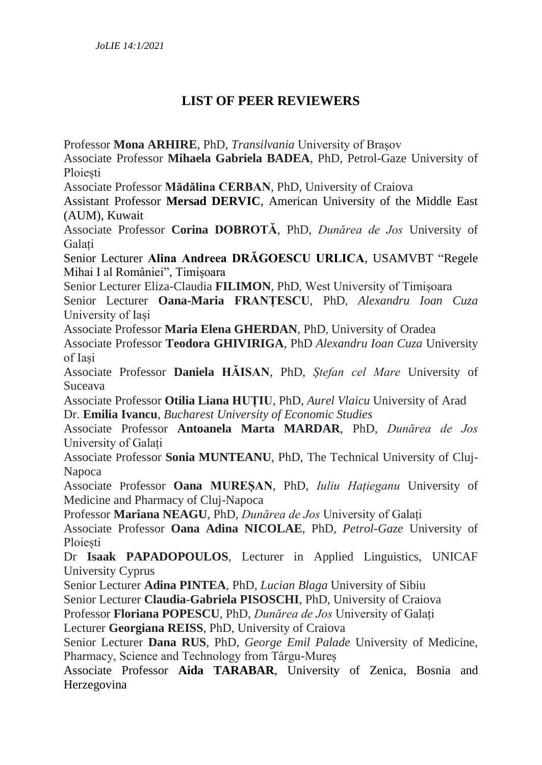## LIST OF PEER REVIEWERS

Professor **Mona ARHIRE**, PhD, *Transilvania* University of Brașov

Associate Professor **Mihaela Gabriela BADEA**, PhD, Petrol-Gaze University of Ploiești

Associate Professor **Mădălina CERBAN**, PhD, University of Craiova

Assistant Professor **Mersad DERVIC**, American University of the Middle East (AUM), Kuwait

Associate Professor **Corina DOBROTĂ**, PhD, *Dunărea de Jos* University of Galați

Senior Lecturer **Alina Andreea DRĂGOESCU URLICA**, USAMVBT "Regele Mihai I al României", Timișoara

Senior Lecturer Eliza-Claudia **FILIMON**, PhD, West University of Timișoara

Senior Lecturer **Oana-Maria FRANȚESCU**, PhD, *Alexandru Ioan Cuza* University of Iași

Associate Professor **Maria Elena GHERDAN**, PhD, University of Oradea

Associate Professor **Teodora GHIVIRIGA**, PhD *Alexandru Ioan Cuza* University of Iași

Associate Professor **Daniela HĂISAN**, PhD, *Ștefan cel Mare* University of Suceava

Associate Professor **Otilia Liana HUȚIU**, PhD, *Aurel Vlaicu* University of Arad

Dr. **Emilia Ivancu**, *Bucharest University of Economic Studies*

Associate Professor **Antoanela Marta MARDAR**, PhD, *Dunărea de Jos* University of Galați

Associate Professor **Sonia MUNTEANU**, PhD, The Technical University of Cluj-Napoca

Associate Professor **Oana MUREȘAN**, PhD, *Iuliu Hațieganu* University of Medicine and Pharmacy of Cluj-Napoca

Professor **Mariana NEAGU**, PhD, *Dunărea de Jos* University of Galați

Associate Professor **Oana Adina NICOLAE**, PhD, *Petrol-Gaze* University of Ploiești

Dr **Isaak PAPADOPOULOS**, Lecturer in Applied Linguistics, UNICAF University Cyprus

Senior Lecturer **Adina PINTEA**, PhD, *Lucian Blaga* University of Sibiu

Senior Lecturer **Claudia-Gabriela PISOSCHI**, PhD, University of Craiova

Professor **Floriana POPESCU**, PhD, *Dunărea de Jos* University of Galați

Lecturer **Georgiana REISS**, PhD, University of Craiova

Senior Lecturer **Dana RUS**, PhD, *George Emil Palade* University of Medicine, Pharmacy, Science and Technology from Târgu-Mureș

Associate Professor **Aida TARABAR**, University of Zenica, Bosnia and Herzegovina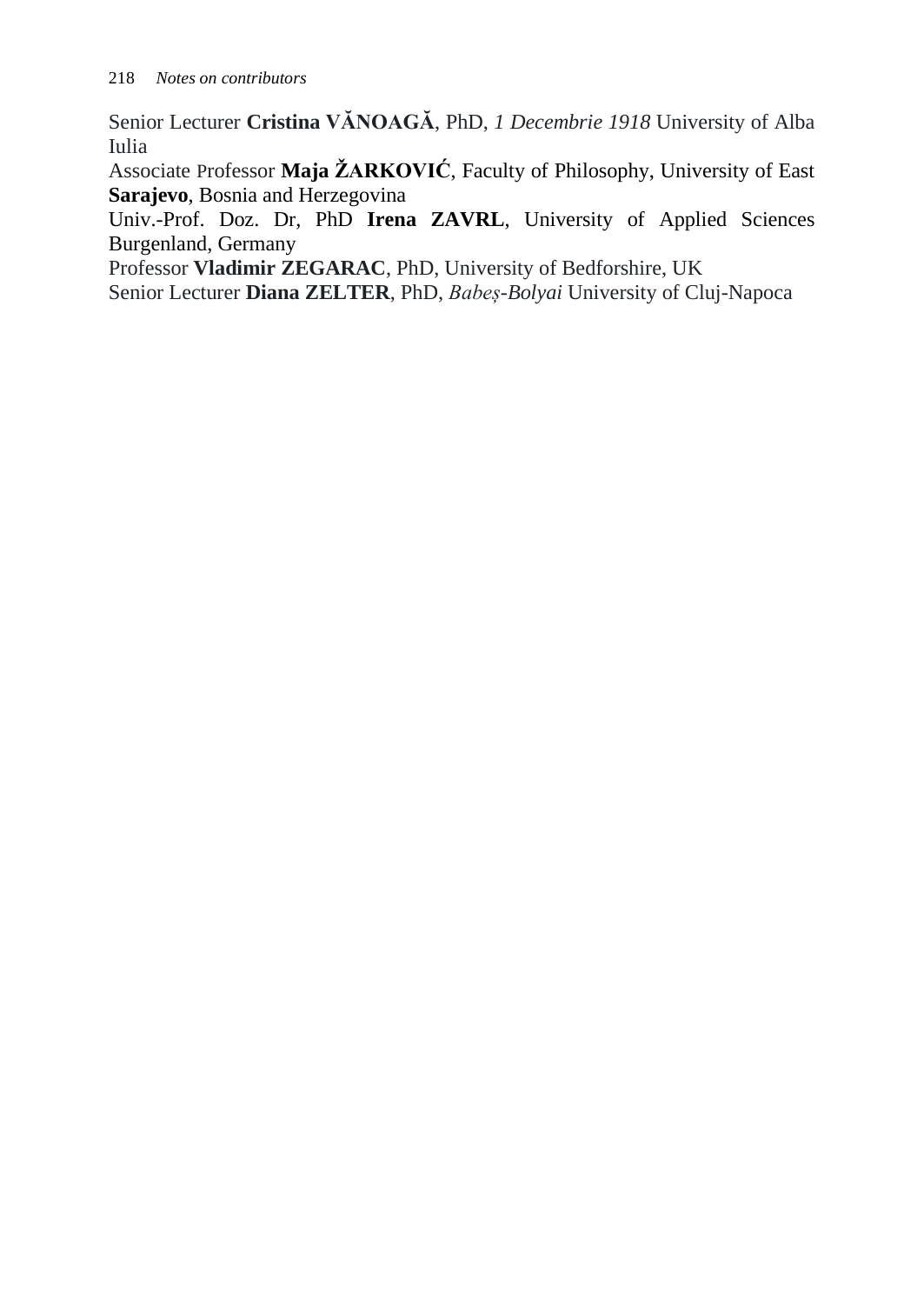Senior Lecturer **Cristina VĂNOAGĂ**, PhD, *1 Decembrie 1918* University of Alba Iulia

Associate Professor **Maja ŽARKOVIĆ**, Faculty of Philosophy, University of East **Sarajevo**, Bosnia and Herzegovina

Univ.-Prof. Doz. Dr, PhD **Irena ZAVRL**, University of Applied Sciences Burgenland, Germany

Professor **Vladimir ZEGARAC**, PhD, University of Bedforshire, UK

Senior Lecturer **Diana ZELTER**, PhD, *Babeș-Bolyai* University of Cluj-Napoca